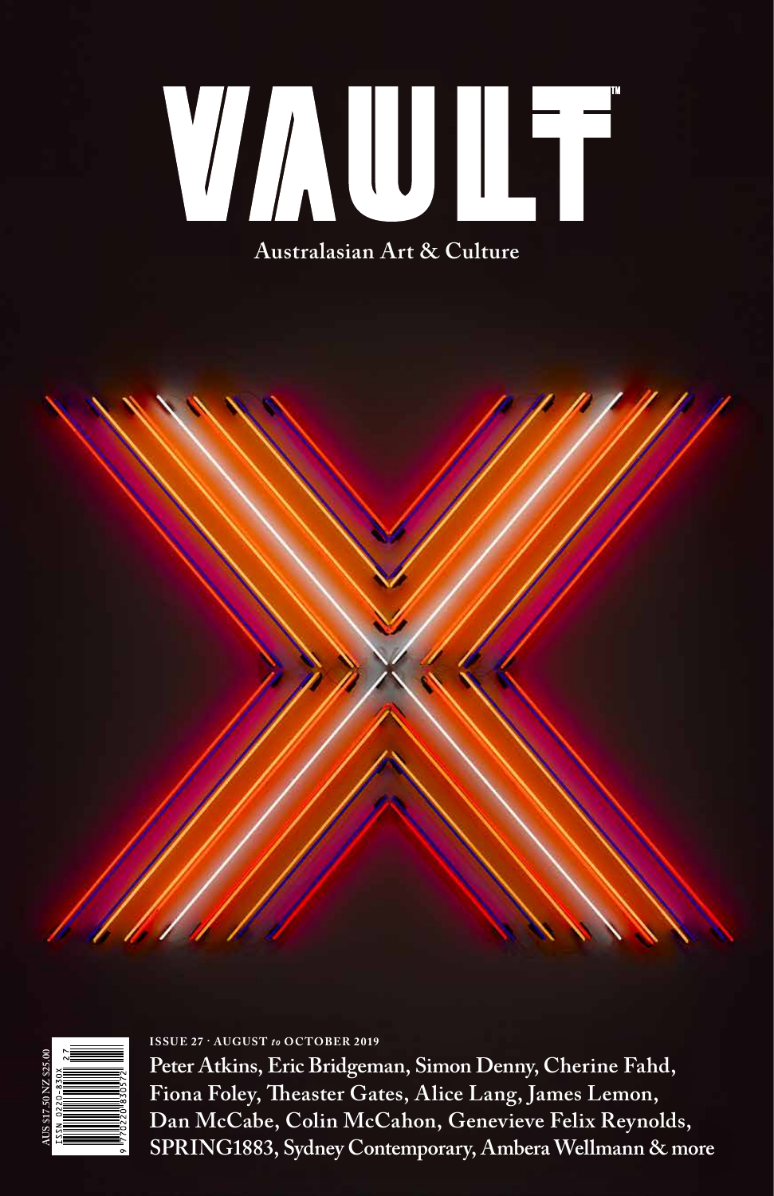# VAULT™

Australasian Art & Culture

AUS $17.50 NZ $25.00
ISSN 0220-830X 27

**ISSUE 27 · AUGUST *to* OCTOBER 2019**

**Peter Atkins, Eric Bridgeman, Simon Denny, Cherine Fahd, Fiona Foley, Theaster Gates, Alice Lang, James Lemon, Dan McCabe, Colin McCahon, Genevieve Felix Reynolds, SPRING1883, Sydney Contemporary, Ambera Wellmann & more**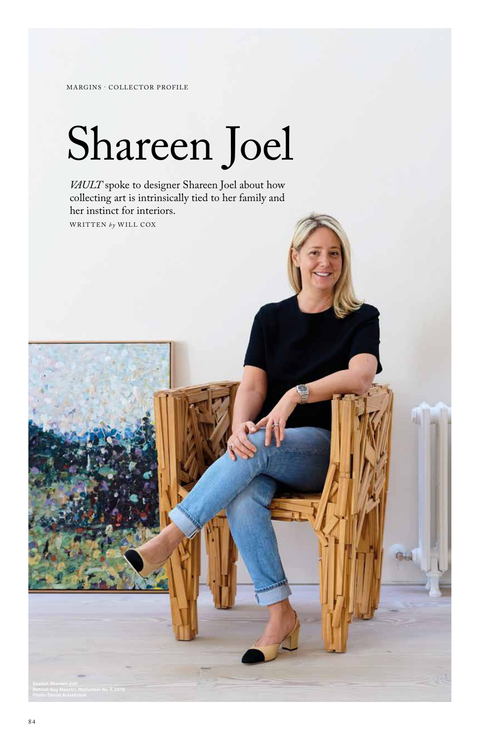MARGINS · COLLECTOR PROFILE

# Shareen Joel

*VAULT* spoke to designer Shareen Joel about how collecting art is intrinsically tied to her family and her instinct for interiors.

WRITTEN *by* WILL COX

Seated: Shareen Joel
Behind: Guy Maestri, *Wollumbin No. 5*, 2018
Photo: Daniel Aulsebrook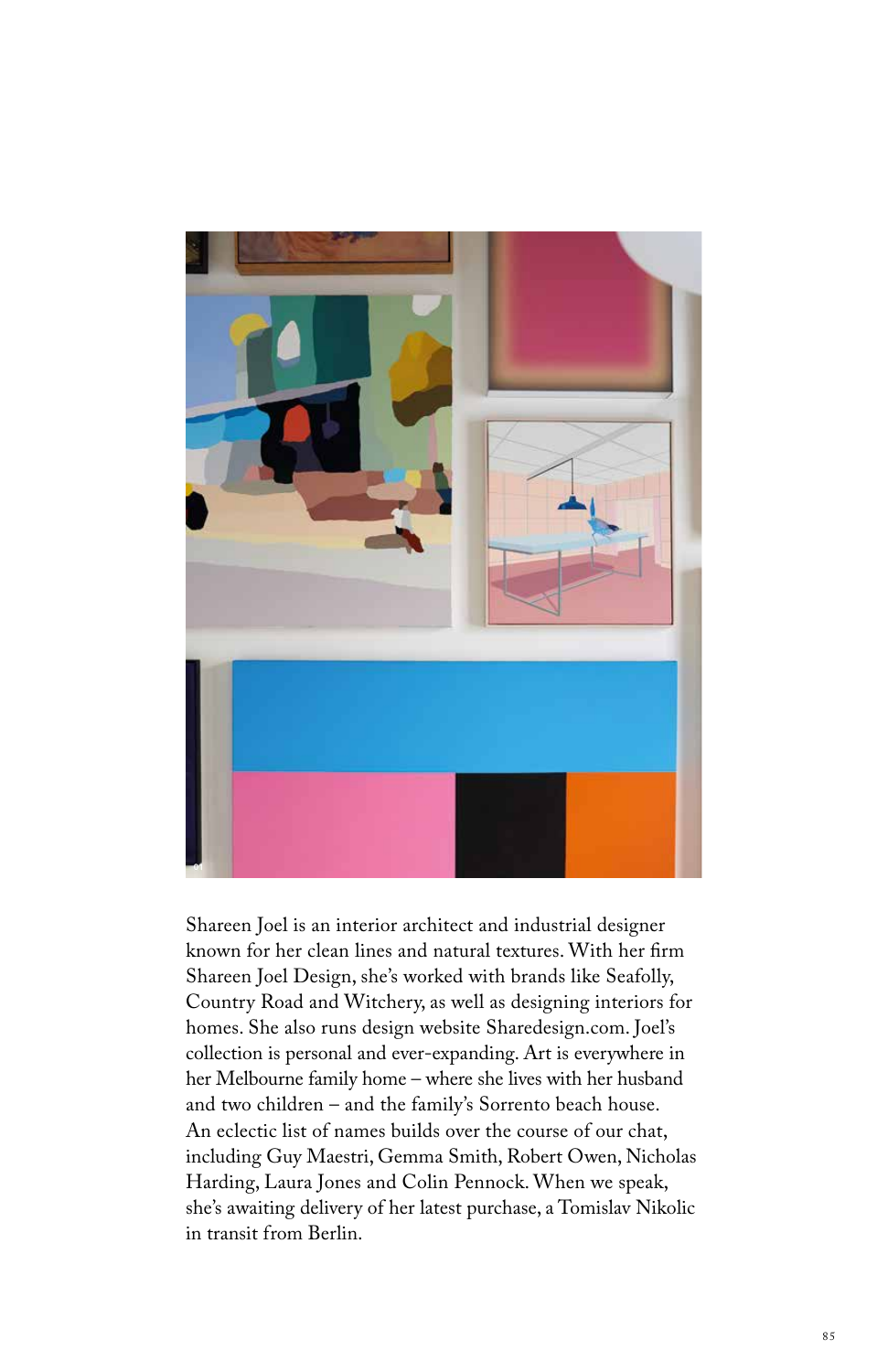Shareen Joel is an interior architect and industrial designer known for her clean lines and natural textures. With her firm Shareen Joel Design, she's worked with brands like Seafolly, Country Road and Witchery, as well as designing interiors for homes. She also runs design website Sharedesign.com. Joel's collection is personal and ever-expanding. Art is everywhere in her Melbourne family home – where she lives with her husband and two children – and the family's Sorrento beach house. An eclectic list of names builds over the course of our chat, including Guy Maestri, Gemma Smith, Robert Owen, Nicholas Harding, Laura Jones and Colin Pennock. When we speak, she's awaiting delivery of her latest purchase, a Tomislav Nikolic in transit from Berlin.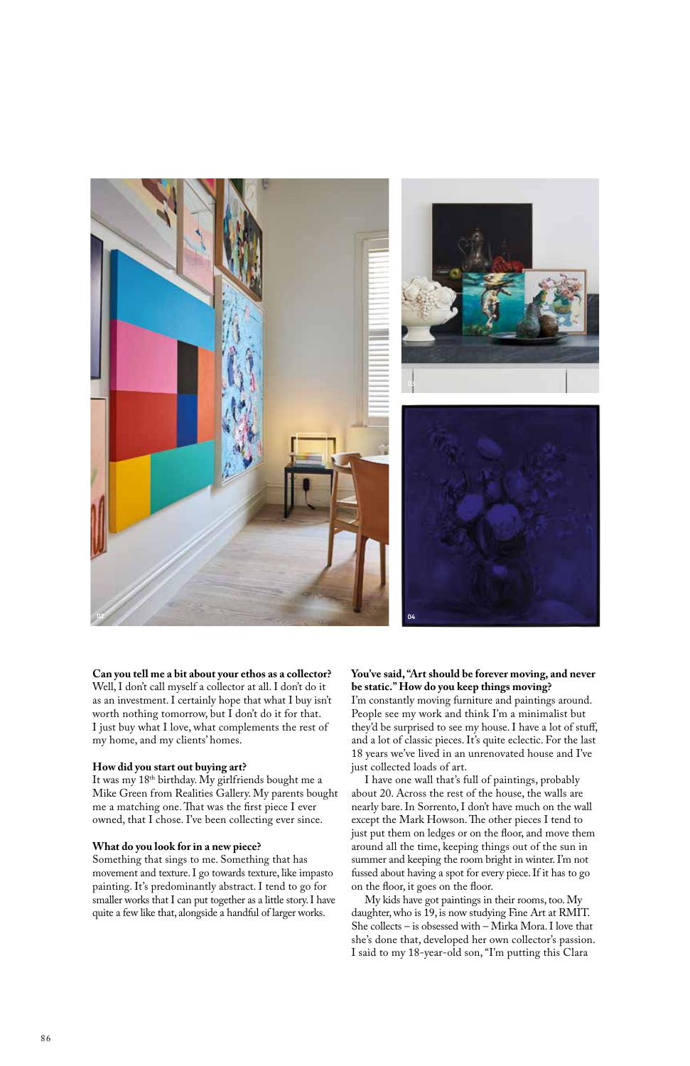**Can you tell me a bit about your ethos as a collector?**
Well, I don't call myself a collector at all. I don't do it as an investment. I certainly hope that what I buy isn't worth nothing tomorrow, but I don't do it for that. I just buy what I love, what complements the rest of my home, and my clients' homes.

**How did you start out buying art?**
It was my 18th birthday. My girlfriends bought me a Mike Green from Realities Gallery. My parents bought me a matching one. That was the first piece I ever owned, that I chose. I've been collecting ever since.

**What do you look for in a new piece?**
Something that sings to me. Something that has movement and texture. I go towards texture, like impasto painting. It's predominantly abstract. I tend to go for smaller works that I can put together as a little story. I have quite a few like that, alongside a handful of larger works.

**You've said, "Art should be forever moving, and never be static." How do you keep things moving?**
I'm constantly moving furniture and paintings around. People see my work and think I'm a minimalist but they'd be surprised to see my house. I have a lot of stuff, and a lot of classic pieces. It's quite eclectic. For the last 18 years we've lived in an unrenovated house and I've just collected loads of art.

I have one wall that's full of paintings, probably about 20. Across the rest of the house, the walls are nearly bare. In Sorrento, I don't have much on the wall except the Mark Howson. The other pieces I tend to just put them on ledges or on the floor, and move them around all the time, keeping things out of the sun in summer and keeping the room bright in winter. I'm not fussed about having a spot for every piece. If it has to go on the floor, it goes on the floor.

My kids have got paintings in their rooms, too. My daughter, who is 19, is now studying Fine Art at RMIT. She collects – is obsessed with – Mirka Mora. I love that she's done that, developed her own collector's passion. I said to my 18-year-old son, "I'm putting this Clara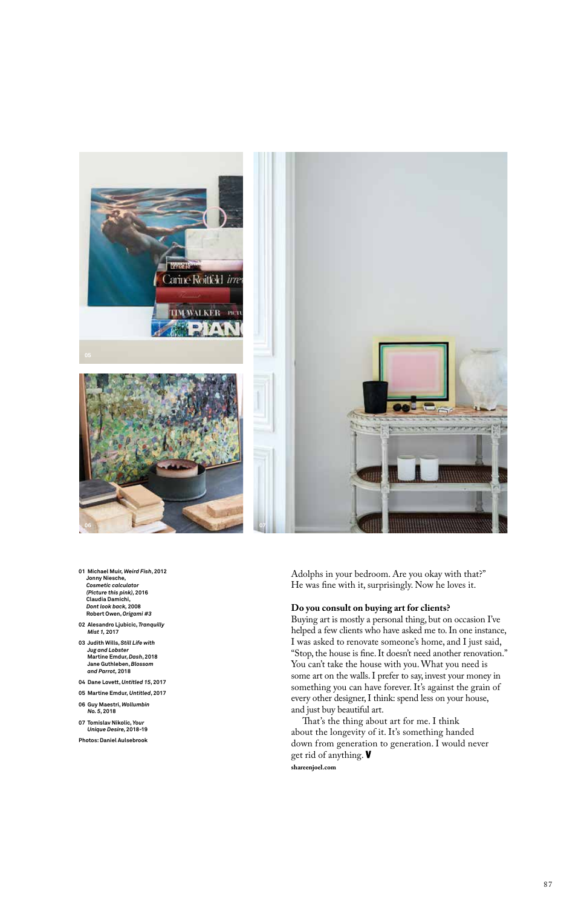01 Michael Muir, *Weird Fish*, 2012
Jonny Niesche, *Cosmetic calculator (Picture this pink)*, 2016
Claudia Damichi, *Dont look back*, 2008
Robert Owen, *Origami #3*

02 Alesandro Ljubicic, *Tranquilly Mist 1*, 2017

03 Judith Wills, *Still Life with Jug and Lobster*
Martine Emdur, *Dash*, 2018
Jane Guthleben, *Blossom and Parrot*, 2018

04 Dane Lovett, *Untitled 15*, 2017

05 Martine Emdur, *Untitled*, 2017

06 Guy Maestri, *Wollumbin No. 5*, 2018

07 Tomislav Nikolic, *Your Unique Desire*, 2018-19

Photos: Daniel Aulsebrook

Adolphs in your bedroom. Are you okay with that?" He was fine with it, surprisingly. Now he loves it.

**Do you consult on buying art for clients?**

Buying art is mostly a personal thing, but on occasion I've helped a few clients who have asked me to. In one instance, I was asked to renovate someone's home, and I just said, "Stop, the house is fine. It doesn't need another renovation." You can't take the house with you. What you need is some art on the walls. I prefer to say, invest your money in something you can have forever. It's against the grain of every other designer, I think: spend less on your house, and just buy beautiful art.

That's the thing about art for me. I think about the longevity of it. It's something handed down from generation to generation. I would never get rid of anything. **V**

**shareenjoel.com**